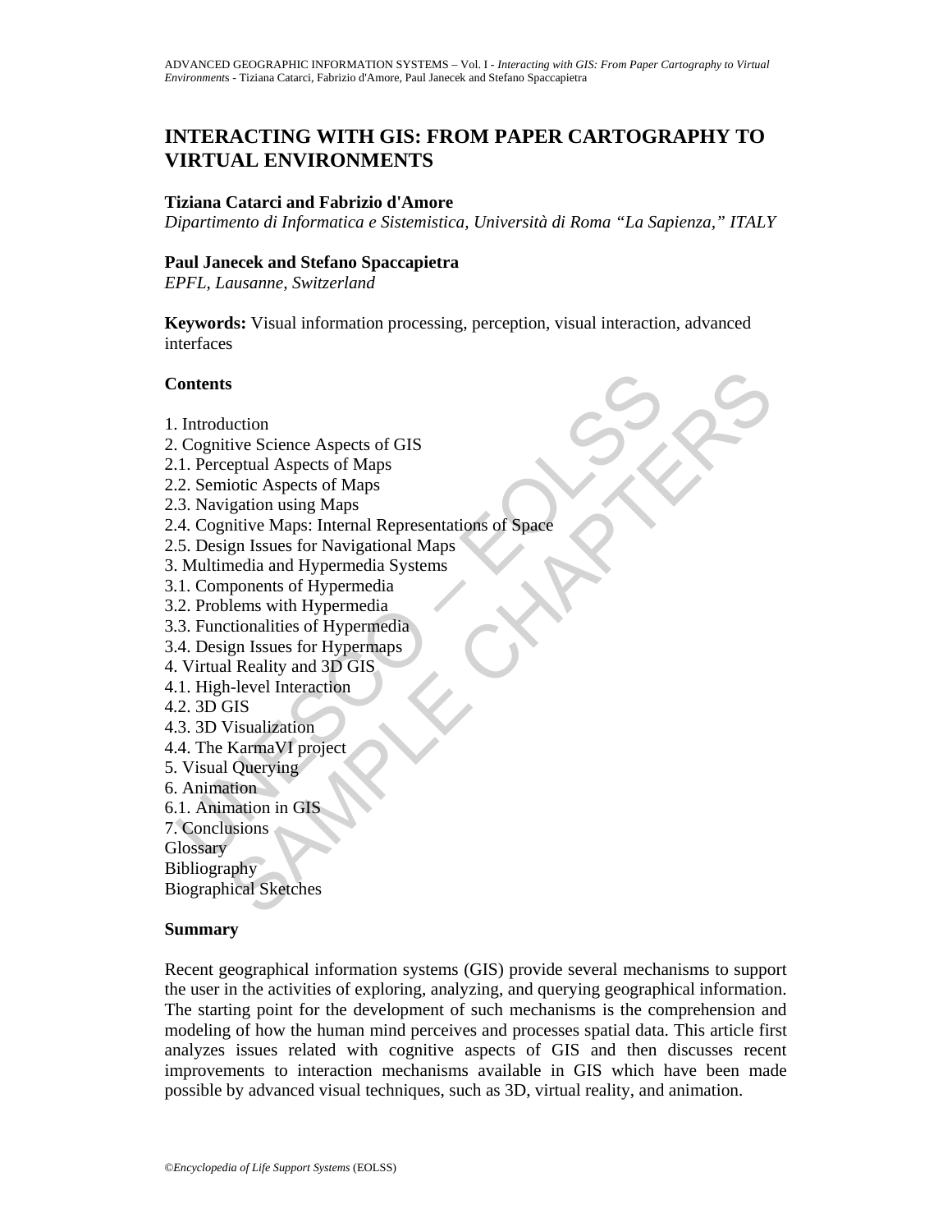# INTERACTING WITH GIS: FROM PAPER CARTOGRAPHY TO VIRTUAL ENVIRONMENTS

**Tiziana Catarci and Fabrizio d'Amore**

*Dipartimento di Informatica e Sistemistica, Università di Roma "La Sapienza," ITALY*

**Paul Janecek and Stefano Spaccapietra**

*EPFL, Lausanne, Switzerland*

**Keywords:** Visual information processing, perception, visual interaction, advanced interfaces

**Contents**

1. Introduction
2. Cognitive Science Aspects of GIS
2.1. Perceptual Aspects of Maps
2.2. Semiotic Aspects of Maps
2.3. Navigation using Maps
2.4. Cognitive Maps: Internal Representations of Space
2.5. Design Issues for Navigational Maps
3. Multimedia and Hypermedia Systems
3.1. Components of Hypermedia
3.2. Problems with Hypermedia
3.3. Functionalities of Hypermedia
3.4. Design Issues for Hypermaps
4. Virtual Reality and 3D GIS
4.1. High-level Interaction
4.2. 3D GIS
4.3. 3D Visualization
4.4. The KarmaVI project
5. Visual Querying
6. Animation
6.1. Animation in GIS
7. Conclusions
Glossary
Bibliography
Biographical Sketches

**Summary**

Recent geographical information systems (GIS) provide several mechanisms to support the user in the activities of exploring, analyzing, and querying geographical information. The starting point for the development of such mechanisms is the comprehension and modeling of how the human mind perceives and processes spatial data. This article first analyzes issues related with cognitive aspects of GIS and then discusses recent improvements to interaction mechanisms available in GIS which have been made possible by advanced visual techniques, such as 3D, virtual reality, and animation.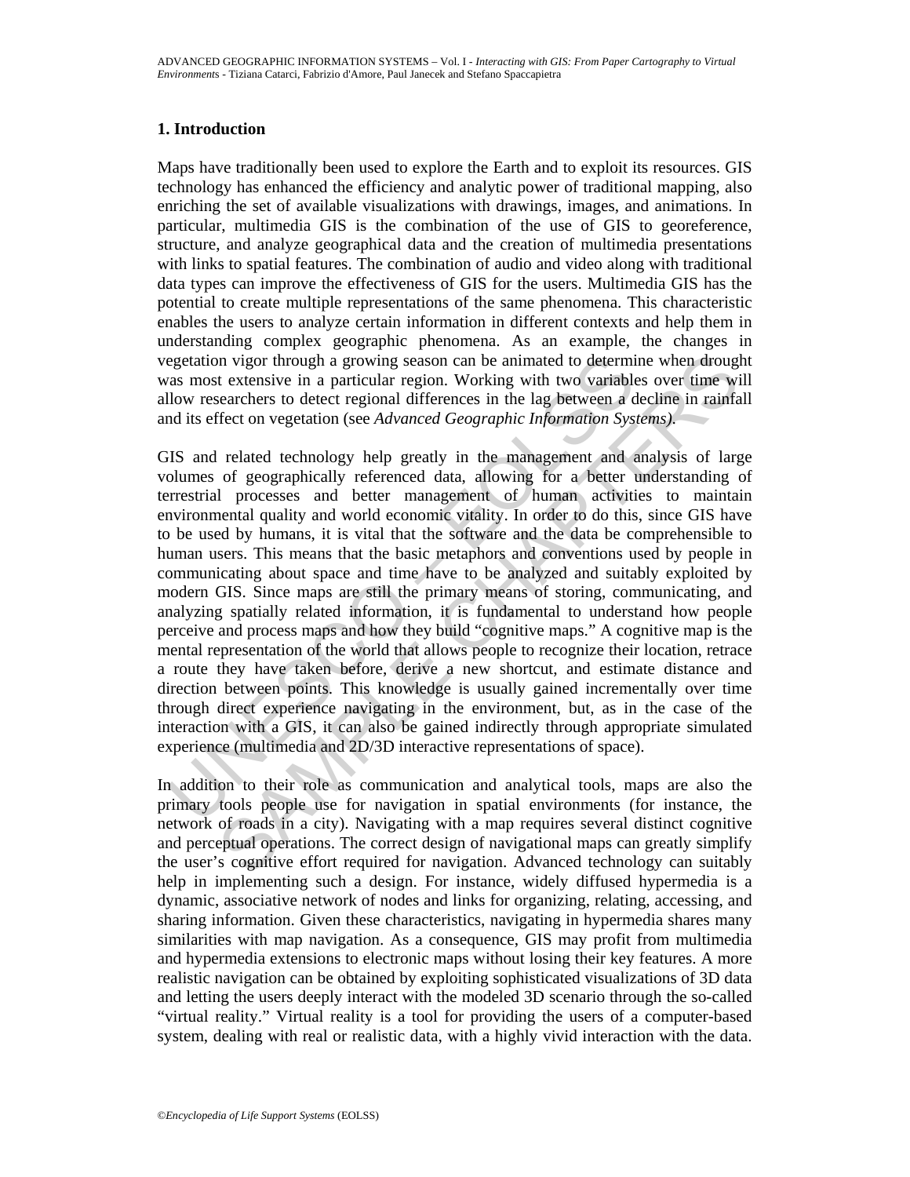## 1. Introduction

Maps have traditionally been used to explore the Earth and to exploit its resources. GIS technology has enhanced the efficiency and analytic power of traditional mapping, also enriching the set of available visualizations with drawings, images, and animations. In particular, multimedia GIS is the combination of the use of GIS to georeference, structure, and analyze geographical data and the creation of multimedia presentations with links to spatial features. The combination of audio and video along with traditional data types can improve the effectiveness of GIS for the users. Multimedia GIS has the potential to create multiple representations of the same phenomena. This characteristic enables the users to analyze certain information in different contexts and help them in understanding complex geographic phenomena. As an example, the changes in vegetation vigor through a growing season can be animated to determine when drought was most extensive in a particular region. Working with two variables over time will allow researchers to detect regional differences in the lag between a decline in rainfall and its effect on vegetation (see *Advanced Geographic Information Systems).*

GIS and related technology help greatly in the management and analysis of large volumes of geographically referenced data, allowing for a better understanding of terrestrial processes and better management of human activities to maintain environmental quality and world economic vitality. In order to do this, since GIS have to be used by humans, it is vital that the software and the data be comprehensible to human users. This means that the basic metaphors and conventions used by people in communicating about space and time have to be analyzed and suitably exploited by modern GIS. Since maps are still the primary means of storing, communicating, and analyzing spatially related information, it is fundamental to understand how people perceive and process maps and how they build "cognitive maps." A cognitive map is the mental representation of the world that allows people to recognize their location, retrace a route they have taken before, derive a new shortcut, and estimate distance and direction between points. This knowledge is usually gained incrementally over time through direct experience navigating in the environment, but, as in the case of the interaction with a GIS, it can also be gained indirectly through appropriate simulated experience (multimedia and 2D/3D interactive representations of space).

In addition to their role as communication and analytical tools, maps are also the primary tools people use for navigation in spatial environments (for instance, the network of roads in a city). Navigating with a map requires several distinct cognitive and perceptual operations. The correct design of navigational maps can greatly simplify the user's cognitive effort required for navigation. Advanced technology can suitably help in implementing such a design. For instance, widely diffused hypermedia is a dynamic, associative network of nodes and links for organizing, relating, accessing, and sharing information. Given these characteristics, navigating in hypermedia shares many similarities with map navigation. As a consequence, GIS may profit from multimedia and hypermedia extensions to electronic maps without losing their key features. A more realistic navigation can be obtained by exploiting sophisticated visualizations of 3D data and letting the users deeply interact with the modeled 3D scenario through the so-called "virtual reality." Virtual reality is a tool for providing the users of a computer-based system, dealing with real or realistic data, with a highly vivid interaction with the data.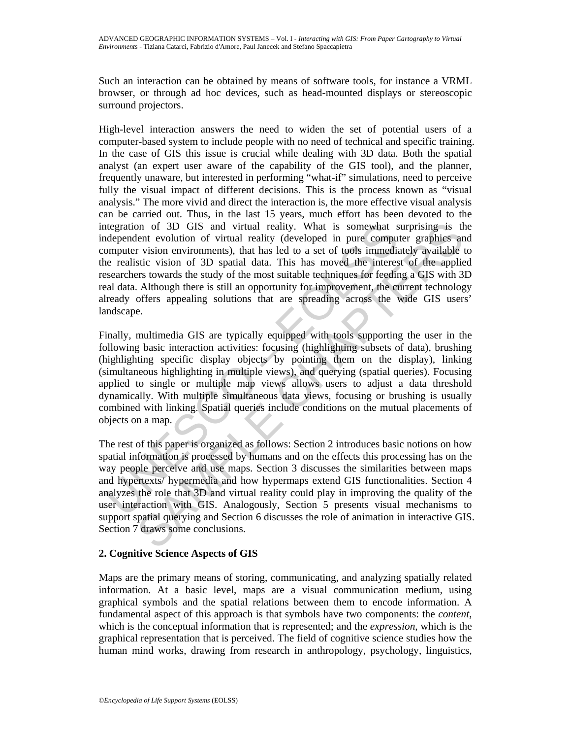Such an interaction can be obtained by means of software tools, for instance a VRML browser, or through ad hoc devices, such as head-mounted displays or stereoscopic surround projectors.

High-level interaction answers the need to widen the set of potential users of a computer-based system to include people with no need of technical and specific training. In the case of GIS this issue is crucial while dealing with 3D data. Both the spatial analyst (an expert user aware of the capability of the GIS tool), and the planner, frequently unaware, but interested in performing "what-if" simulations, need to perceive fully the visual impact of different decisions. This is the process known as "visual analysis." The more vivid and direct the interaction is, the more effective visual analysis can be carried out. Thus, in the last 15 years, much effort has been devoted to the integration of 3D GIS and virtual reality. What is somewhat surprising is the independent evolution of virtual reality (developed in pure computer graphics and computer vision environments), that has led to a set of tools immediately available to the realistic vision of 3D spatial data. This has moved the interest of the applied researchers towards the study of the most suitable techniques for feeding a GIS with 3D real data. Although there is still an opportunity for improvement, the current technology already offers appealing solutions that are spreading across the wide GIS users' landscape.

Finally, multimedia GIS are typically equipped with tools supporting the user in the following basic interaction activities: focusing (highlighting subsets of data), brushing (highlighting specific display objects by pointing them on the display), linking (simultaneous highlighting in multiple views), and querying (spatial queries). Focusing applied to single or multiple map views allows users to adjust a data threshold dynamically. With multiple simultaneous data views, focusing or brushing is usually combined with linking. Spatial queries include conditions on the mutual placements of objects on a map.

The rest of this paper is organized as follows: Section 2 introduces basic notions on how spatial information is processed by humans and on the effects this processing has on the way people perceive and use maps. Section 3 discusses the similarities between maps and hypertexts/ hypermedia and how hypermaps extend GIS functionalities. Section 4 analyzes the role that 3D and virtual reality could play in improving the quality of the user interaction with GIS. Analogously, Section 5 presents visual mechanisms to support spatial querying and Section 6 discusses the role of animation in interactive GIS. Section 7 draws some conclusions.

## 2. Cognitive Science Aspects of GIS

Maps are the primary means of storing, communicating, and analyzing spatially related information. At a basic level, maps are a visual communication medium, using graphical symbols and the spatial relations between them to encode information. A fundamental aspect of this approach is that symbols have two components: the *content*, which is the conceptual information that is represented; and the *expression*, which is the graphical representation that is perceived. The field of cognitive science studies how the human mind works, drawing from research in anthropology, psychology, linguistics,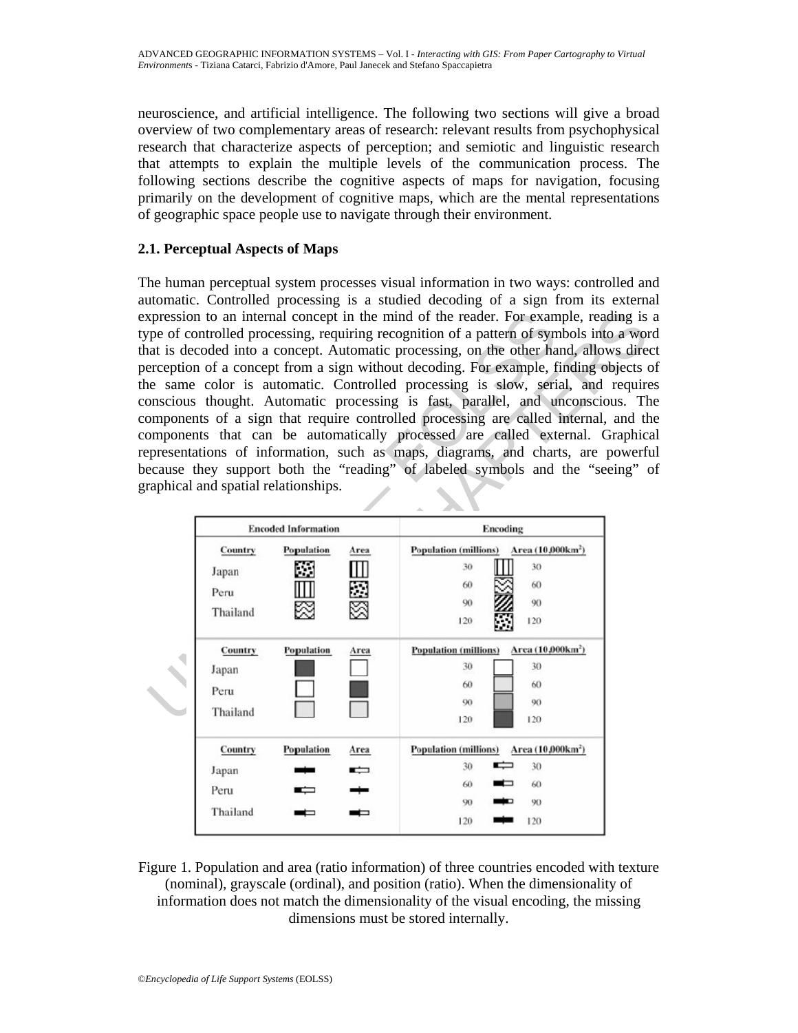neuroscience, and artificial intelligence. The following two sections will give a broad overview of two complementary areas of research: relevant results from psychophysical research that characterize aspects of perception; and semiotic and linguistic research that attempts to explain the multiple levels of the communication process. The following sections describe the cognitive aspects of maps for navigation, focusing primarily on the development of cognitive maps, which are the mental representations of geographic space people use to navigate through their environment.

### 2.1. Perceptual Aspects of Maps

The human perceptual system processes visual information in two ways: controlled and automatic. Controlled processing is a studied decoding of a sign from its external expression to an internal concept in the mind of the reader. For example, reading is a type of controlled processing, requiring recognition of a pattern of symbols into a word that is decoded into a concept. Automatic processing, on the other hand, allows direct perception of a concept from a sign without decoding. For example, finding objects of the same color is automatic. Controlled processing is slow, serial, and requires conscious thought. Automatic processing is fast, parallel, and unconscious. The components of a sign that require controlled processing are called internal, and the components that can be automatically processed are called external. Graphical representations of information, such as maps, diagrams, and charts, are powerful because they support both the "reading" of labeled symbols and the "seeing" of graphical and spatial relationships.

Encoded Information

Encoding

Country Population Area

Japan

Peru

Thailand

Population (millions) Area (10,000km²)

30 30

60 60

90 90

120 120

Country Population Area

Japan

Peru

Thailand

Population (millions) Area (10,000km²)

30 30

60 60

90 90

120 120

Country Population Area

Japan

Peru

Thailand

Population (millions) Area (10,000km²)

30 30

60 60

90 90

120 120

Figure 1. Population and area (ratio information) of three countries encoded with texture (nominal), grayscale (ordinal), and position (ratio). When the dimensionality of information does not match the dimensionality of the visual encoding, the missing dimensions must be stored internally.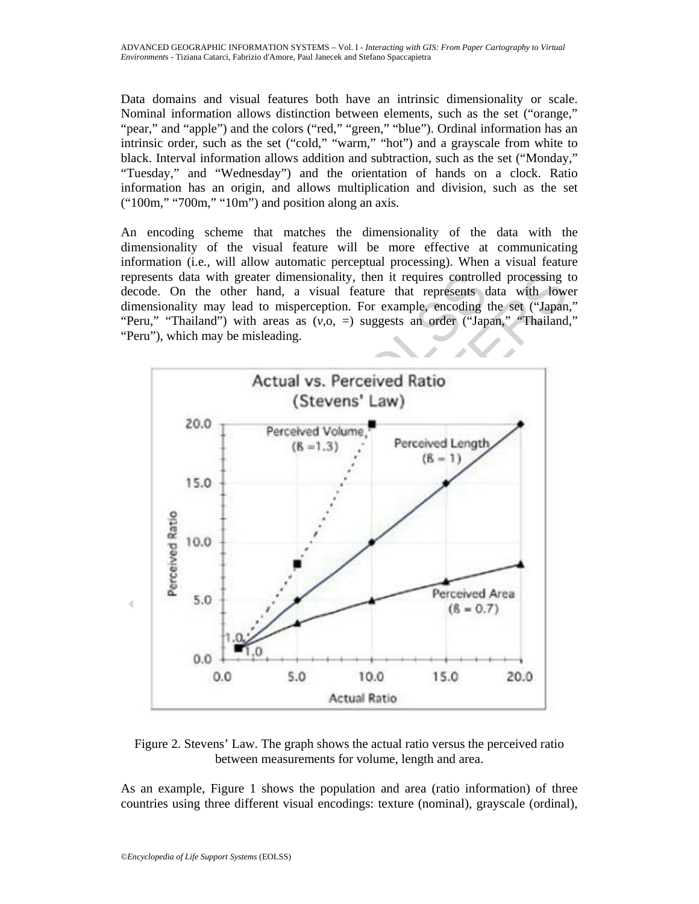Data domains and visual features both have an intrinsic dimensionality or scale. Nominal information allows distinction between elements, such as the set ("orange," "pear," and "apple") and the colors ("red," "green," "blue"). Ordinal information has an intrinsic order, such as the set ("cold," "warm," "hot") and a grayscale from white to black. Interval information allows addition and subtraction, such as the set ("Monday," "Tuesday," and "Wednesday") and the orientation of hands on a clock. Ratio information has an origin, and allows multiplication and division, such as the set ("100m," "700m," "10m") and position along an axis.

An encoding scheme that matches the dimensionality of the data with the dimensionality of the visual feature will be more effective at communicating information (i.e., will allow automatic perceptual processing). When a visual feature represents data with greater dimensionality, then it requires controlled processing to decode. On the other hand, a visual feature that represents data with lower dimensionality may lead to misperception. For example, encoding the set ("Japan," "Peru," "Thailand") with areas as (*v*,o, =) suggests an order ("Japan," "Thailand," "Peru"), which may be misleading.

Actual vs. Perceived Ratio
(Stevens' Law)

Perceived Volume
(ß =1.3)

Perceived Length
(ß = 1)

Perceived Area
(ß = 0.7)

Perceived Ratio

Actual Ratio

20.0
15.0
10.0
5.0
1.0
1.0
0.0

0.0
5.0
10.0
15.0
20.0

Figure 2. Stevens' Law. The graph shows the actual ratio versus the perceived ratio between measurements for volume, length and area.

As an example, Figure 1 shows the population and area (ratio information) of three countries using three different visual encodings: texture (nominal), grayscale (ordinal),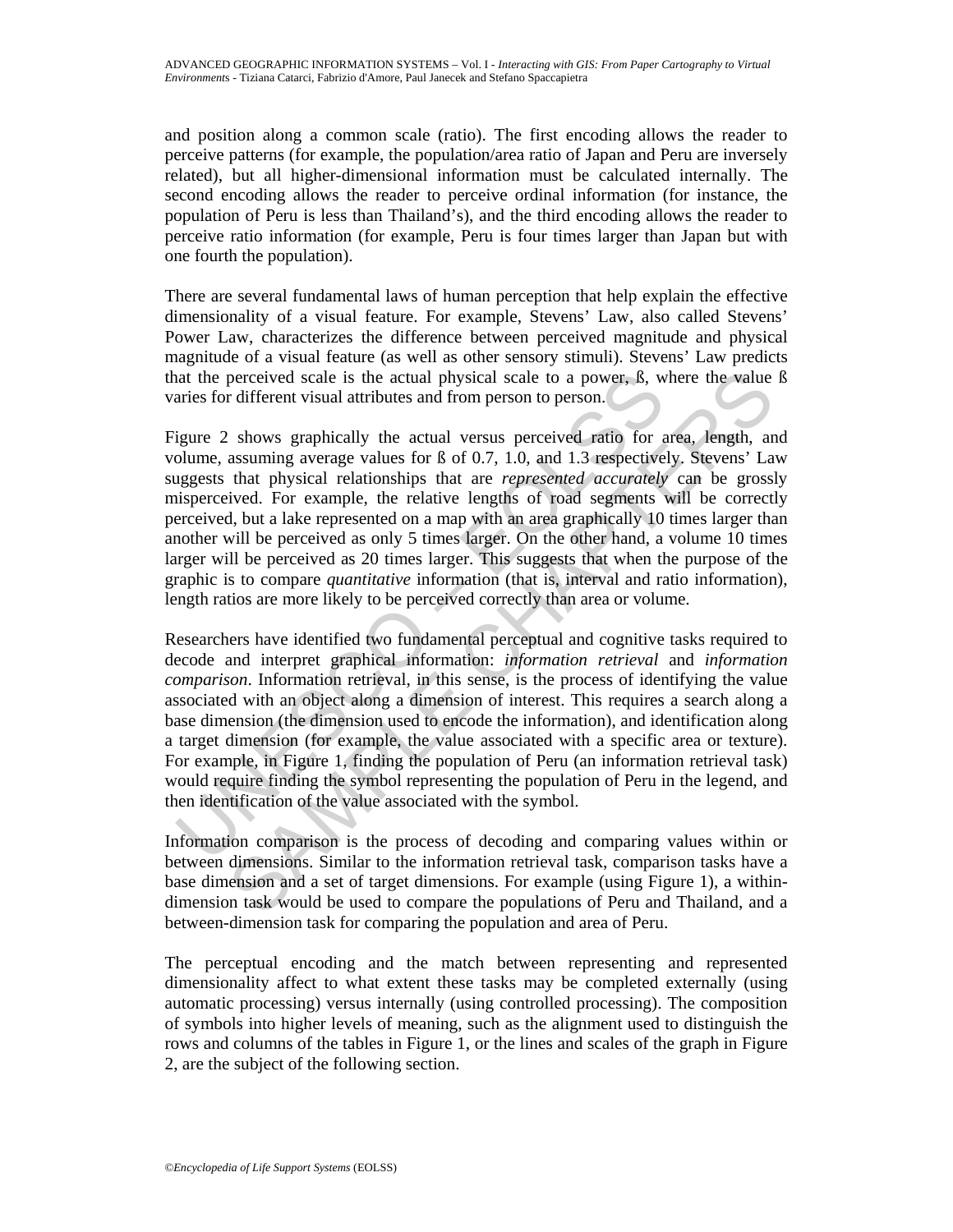and position along a common scale (ratio). The first encoding allows the reader to perceive patterns (for example, the population/area ratio of Japan and Peru are inversely related), but all higher-dimensional information must be calculated internally. The second encoding allows the reader to perceive ordinal information (for instance, the population of Peru is less than Thailand's), and the third encoding allows the reader to perceive ratio information (for example, Peru is four times larger than Japan but with one fourth the population).

There are several fundamental laws of human perception that help explain the effective dimensionality of a visual feature. For example, Stevens' Law, also called Stevens' Power Law, characterizes the difference between perceived magnitude and physical magnitude of a visual feature (as well as other sensory stimuli). Stevens' Law predicts that the perceived scale is the actual physical scale to a power, ß, where the value ß varies for different visual attributes and from person to person.

Figure 2 shows graphically the actual versus perceived ratio for area, length, and volume, assuming average values for ß of 0.7, 1.0, and 1.3 respectively. Stevens' Law suggests that physical relationships that are *represented accurately* can be grossly misperceived. For example, the relative lengths of road segments will be correctly perceived, but a lake represented on a map with an area graphically 10 times larger than another will be perceived as only 5 times larger. On the other hand, a volume 10 times larger will be perceived as 20 times larger. This suggests that when the purpose of the graphic is to compare *quantitative* information (that is, interval and ratio information), length ratios are more likely to be perceived correctly than area or volume.

Researchers have identified two fundamental perceptual and cognitive tasks required to decode and interpret graphical information: *information retrieval* and *information comparison*. Information retrieval, in this sense, is the process of identifying the value associated with an object along a dimension of interest. This requires a search along a base dimension (the dimension used to encode the information), and identification along a target dimension (for example, the value associated with a specific area or texture). For example, in Figure 1, finding the population of Peru (an information retrieval task) would require finding the symbol representing the population of Peru in the legend, and then identification of the value associated with the symbol.

Information comparison is the process of decoding and comparing values within or between dimensions. Similar to the information retrieval task, comparison tasks have a base dimension and a set of target dimensions. For example (using Figure 1), a within-dimension task would be used to compare the populations of Peru and Thailand, and a between-dimension task for comparing the population and area of Peru.

The perceptual encoding and the match between representing and represented dimensionality affect to what extent these tasks may be completed externally (using automatic processing) versus internally (using controlled processing). The composition of symbols into higher levels of meaning, such as the alignment used to distinguish the rows and columns of the tables in Figure 1, or the lines and scales of the graph in Figure 2, are the subject of the following section.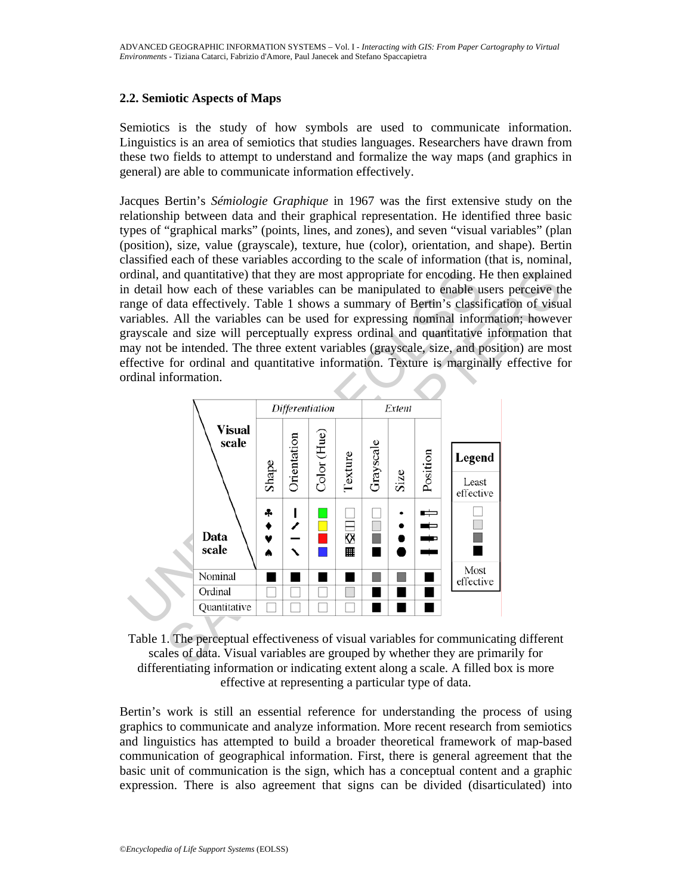### 2.2. Semiotic Aspects of Maps

Semiotics is the study of how symbols are used to communicate information. Linguistics is an area of semiotics that studies languages. Researchers have drawn from these two fields to attempt to understand and formalize the way maps (and graphics in general) are able to communicate information effectively.

Jacques Bertin's *Sémiologie Graphique* in 1967 was the first extensive study on the relationship between data and their graphical representation. He identified three basic types of "graphical marks" (points, lines, and zones), and seven "visual variables" (plan (position), size, value (grayscale), texture, hue (color), orientation, and shape). Bertin classified each of these variables according to the scale of information (that is, nominal, ordinal, and quantitative) that they are most appropriate for encoding. He then explained in detail how each of these variables can be manipulated to enable users perceive the range of data effectively. Table 1 shows a summary of Bertin's classification of visual variables. All the variables can be used for expressing nominal information; however grayscale and size will perceptually express ordinal and quantitative information that may not be intended. The three extent variables (grayscale, size, and position) are most effective for ordinal and quantitative information. Texture is marginally effective for ordinal information.

| Visual scale / Data scale | Differentiation | | | | Extent | | |
|---|---|---|---|---|---|---|---|
| | Shape | Orientation | Color (Hue) | Texture | Grayscale | Size | Position |
| | ♣ ♦ ♥ ♠ | | / — \ | green, yellow, red, blue | | | • ● ⬤ | |
| Nominal | ■ | ■ | ■ | ■ | ▓ | ▓ | ■ |
| Ordinal | □ | □ | □ | ░ | ■ | ■ | ■ |
| Quantitative | □ | □ | □ | □ | ■ | ■ | ■ |

| Legend |
|---|
| Least effective |
| □ |
| ░ |
| ▓ |
| ■ |
| Most effective |

Table 1. The perceptual effectiveness of visual variables for communicating different scales of data. Visual variables are grouped by whether they are primarily for differentiating information or indicating extent along a scale. A filled box is more effective at representing a particular type of data.

Bertin's work is still an essential reference for understanding the process of using graphics to communicate and analyze information. More recent research from semiotics and linguistics has attempted to build a broader theoretical framework of map-based communication of geographical information. First, there is general agreement that the basic unit of communication is the sign, which has a conceptual content and a graphic expression. There is also agreement that signs can be divided (disarticulated) into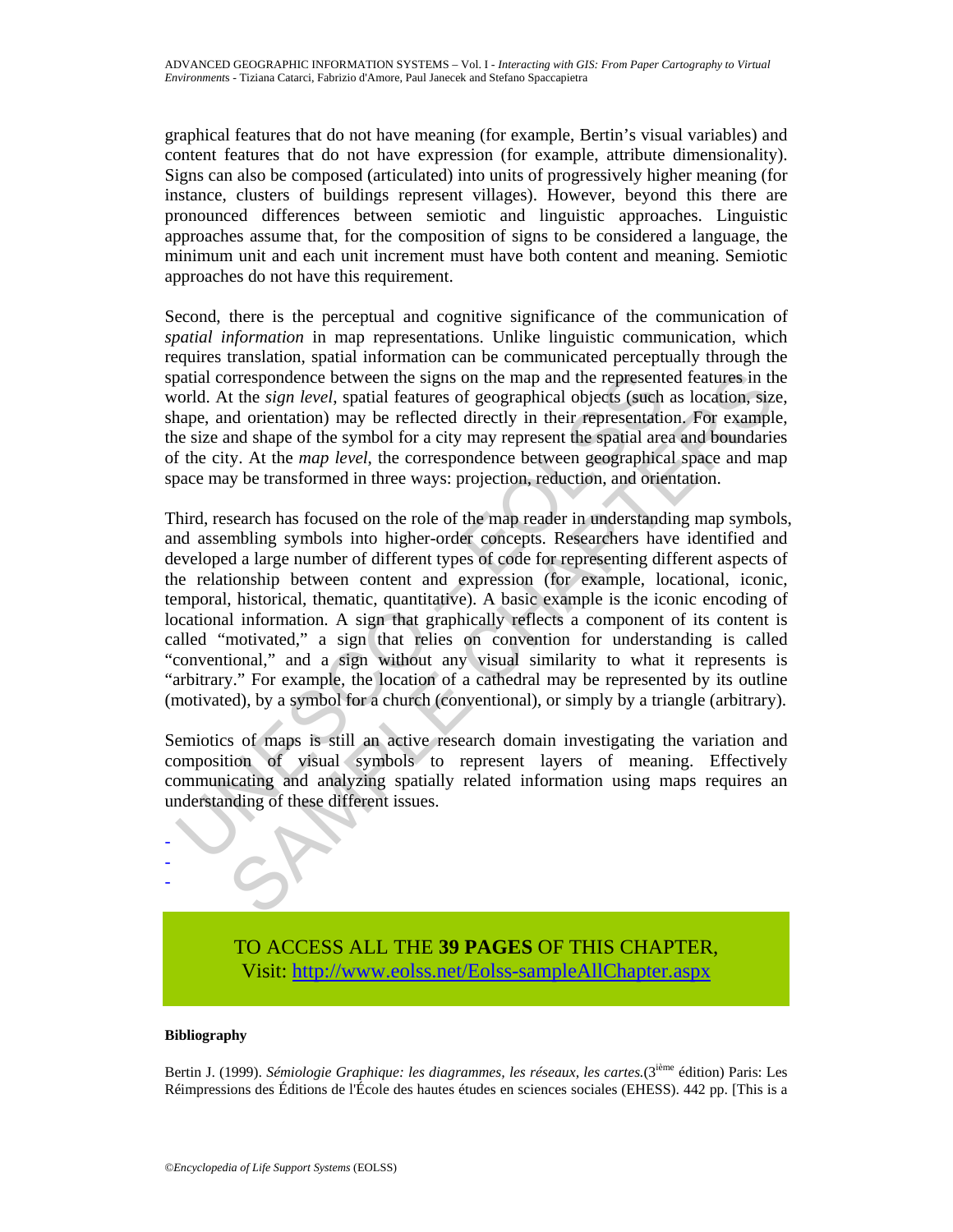graphical features that do not have meaning (for example, Bertin's visual variables) and content features that do not have expression (for example, attribute dimensionality). Signs can also be composed (articulated) into units of progressively higher meaning (for instance, clusters of buildings represent villages). However, beyond this there are pronounced differences between semiotic and linguistic approaches. Linguistic approaches assume that, for the composition of signs to be considered a language, the minimum unit and each unit increment must have both content and meaning. Semiotic approaches do not have this requirement.

Second, there is the perceptual and cognitive significance of the communication of *spatial information* in map representations. Unlike linguistic communication, which requires translation, spatial information can be communicated perceptually through the spatial correspondence between the signs on the map and the represented features in the world. At the *sign level*, spatial features of geographical objects (such as location, size, shape, and orientation) may be reflected directly in their representation. For example, the size and shape of the symbol for a city may represent the spatial area and boundaries of the city. At the *map level*, the correspondence between geographical space and map space may be transformed in three ways: projection, reduction, and orientation.

Third, research has focused on the role of the map reader in understanding map symbols, and assembling symbols into higher-order concepts. Researchers have identified and developed a large number of different types of code for representing different aspects of the relationship between content and expression (for example, locational, iconic, temporal, historical, thematic, quantitative). A basic example is the iconic encoding of locational information. A sign that graphically reflects a component of its content is called "motivated," a sign that relies on convention for understanding is called "conventional," and a sign without any visual similarity to what it represents is "arbitrary." For example, the location of a cathedral may be represented by its outline (motivated), by a symbol for a church (conventional), or simply by a triangle (arbitrary).

Semiotics of maps is still an active research domain investigating the variation and composition of visual symbols to represent layers of meaning. Effectively communicating and analyzing spatially related information using maps requires an understanding of these different issues.

-
-
-

TO ACCESS ALL THE **39 PAGES** OF THIS CHAPTER,
Visit: http://www.eolss.net/Eolss-sampleAllChapter.aspx

**Bibliography**

Bertin J. (1999). *Sémiologie Graphique: les diagrammes, les réseaux, les cartes.*(3[ième] édition) Paris: Les Réimpressions des Éditions de l'École des hautes études en sciences sociales (EHESS). 442 pp. [This is a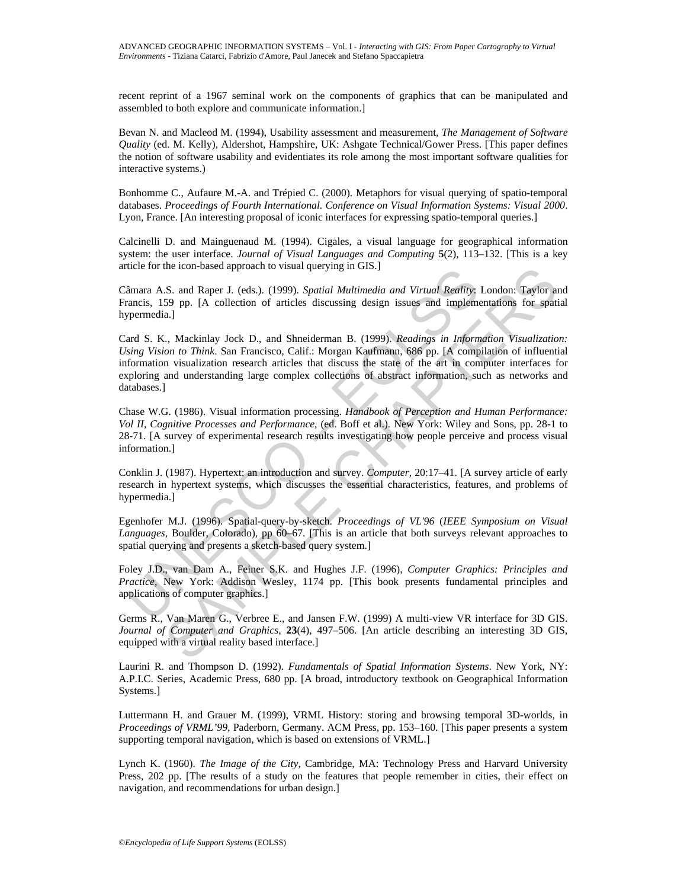recent reprint of a 1967 seminal work on the components of graphics that can be manipulated and assembled to both explore and communicate information.]

Bevan N. and Macleod M. (1994), Usability assessment and measurement, *The Management of Software Quality* (ed. M. Kelly), Aldershot, Hampshire, UK: Ashgate Technical/Gower Press. [This paper defines the notion of software usability and evidentiates its role among the most important software qualities for interactive systems.)

Bonhomme C., Aufaure M.-A. and Trépied C. (2000). Metaphors for visual querying of spatio-temporal databases. *Proceedings of Fourth International. Conference on Visual Information Systems: Visual 2000*. Lyon, France. [An interesting proposal of iconic interfaces for expressing spatio-temporal queries.]

Calcinelli D. and Mainguenaud M. (1994). Cigales, a visual language for geographical information system: the user interface. *Journal of Visual Languages and Computing* **5**(2), 113–132. [This is a key article for the icon-based approach to visual querying in GIS.]

Câmara A.S. and Raper J. (eds.). (1999). *Spatial Multimedia and Virtual Reality*: London: Taylor and Francis, 159 pp. [A collection of articles discussing design issues and implementations for spatial hypermedia.]

Card S. K., Mackinlay Jock D., and Shneiderman B. (1999). *Readings in Information Visualization: Using Vision to Think*. San Francisco, Calif.: Morgan Kaufmann, 686 pp. [A compilation of influential information visualization research articles that discuss the state of the art in computer interfaces for exploring and understanding large complex collections of abstract information, such as networks and databases.]

Chase W.G. (1986). Visual information processing. *Handbook of Perception and Human Performance: Vol II, Cognitive Processes and Performance,* (ed. Boff et al.). New York: Wiley and Sons, pp. 28-1 to 28-71. [A survey of experimental research results investigating how people perceive and process visual information.]

Conklin J. (1987). Hypertext: an introduction and survey. *Computer,* 20:17–41. [A survey article of early research in hypertext systems, which discusses the essential characteristics, features, and problems of hypermedia.]

Egenhofer M.J. (1996). Spatial-query-by-sketch. *Proceedings of VL'96* (*IEEE Symposium on Visual Languages*, Boulder, Colorado), pp 60–67. [This is an article that both surveys relevant approaches to spatial querying and presents a sketch-based query system.]

Foley J.D., van Dam A., Feiner S.K. and Hughes J.F. (1996), *Computer Graphics: Principles and Practice*, New York: Addison Wesley, 1174 pp. [This book presents fundamental principles and applications of computer graphics.]

Germs R., Van Maren G., Verbree E., and Jansen F.W. (1999) A multi-view VR interface for 3D GIS. *Journal of Computer and Graphics*, **23**(4), 497–506. [An article describing an interesting 3D GIS, equipped with a virtual reality based interface.]

Laurini R. and Thompson D. (1992). *Fundamentals of Spatial Information Systems*. New York, NY: A.P.I.C. Series, Academic Press, 680 pp. [A broad, introductory textbook on Geographical Information Systems.]

Luttermann H. and Grauer M. (1999), VRML History: storing and browsing temporal 3D-worlds, in *Proceedings of VRML'99*, Paderborn, Germany. ACM Press, pp. 153–160. [This paper presents a system supporting temporal navigation, which is based on extensions of VRML.]

Lynch K. (1960). *The Image of the City,* Cambridge, MA: Technology Press and Harvard University Press, 202 pp. [The results of a study on the features that people remember in cities, their effect on navigation, and recommendations for urban design.]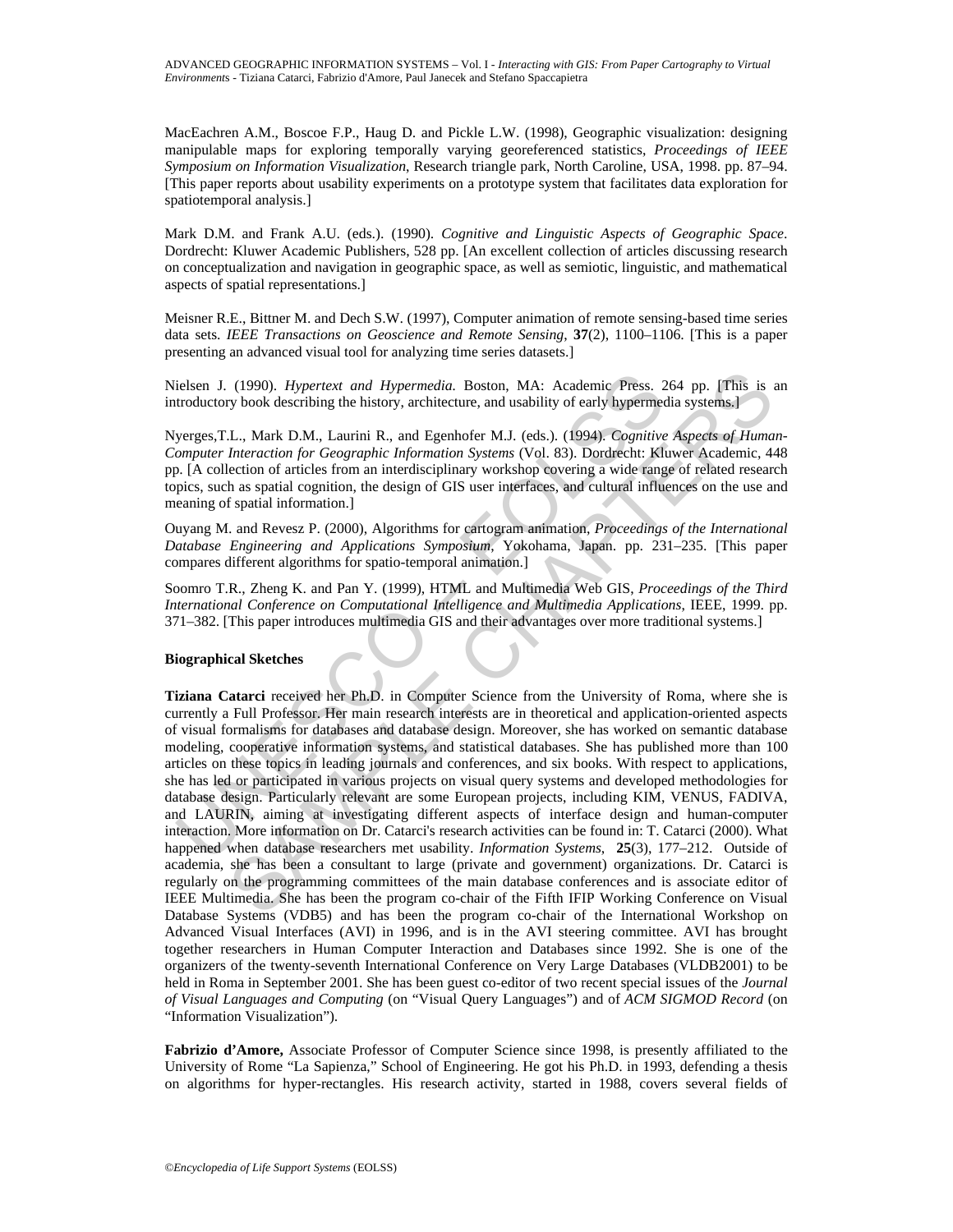MacEachren A.M., Boscoe F.P., Haug D. and Pickle L.W. (1998), Geographic visualization: designing manipulable maps for exploring temporally varying georeferenced statistics, *Proceedings of IEEE Symposium on Information Visualization*, Research triangle park, North Caroline, USA, 1998. pp. 87–94. [This paper reports about usability experiments on a prototype system that facilitates data exploration for spatiotemporal analysis.]

Mark D.M. and Frank A.U. (eds.). (1990). *Cognitive and Linguistic Aspects of Geographic Space*. Dordrecht: Kluwer Academic Publishers, 528 pp. [An excellent collection of articles discussing research on conceptualization and navigation in geographic space, as well as semiotic, linguistic, and mathematical aspects of spatial representations.]

Meisner R.E., Bittner M. and Dech S.W. (1997), Computer animation of remote sensing-based time series data sets. *IEEE Transactions on Geoscience and Remote Sensing*, **37**(2), 1100–1106. [This is a paper presenting an advanced visual tool for analyzing time series datasets.]

Nielsen J. (1990). *Hypertext and Hypermedia.* Boston, MA: Academic Press. 264 pp. [This is an introductory book describing the history, architecture, and usability of early hypermedia systems.]

Nyerges,T.L., Mark D.M., Laurini R., and Egenhofer M.J. (eds.). (1994). *Cognitive Aspects of Human-Computer Interaction for Geographic Information Systems* (Vol. 83). Dordrecht: Kluwer Academic, 448 pp. [A collection of articles from an interdisciplinary workshop covering a wide range of related research topics, such as spatial cognition, the design of GIS user interfaces, and cultural influences on the use and meaning of spatial information.]

Ouyang M. and Revesz P. (2000), Algorithms for cartogram animation, *Proceedings of the International Database Engineering and Applications Symposium*, Yokohama, Japan. pp. 231–235. [This paper compares different algorithms for spatio-temporal animation.]

Soomro T.R., Zheng K. and Pan Y. (1999), HTML and Multimedia Web GIS, *Proceedings of the Third International Conference on Computational Intelligence and Multimedia Applications*, IEEE, 1999. pp. 371–382. [This paper introduces multimedia GIS and their advantages over more traditional systems.]

### Biographical Sketches

**Tiziana Catarci** received her Ph.D. in Computer Science from the University of Roma, where she is currently a Full Professor. Her main research interests are in theoretical and application-oriented aspects of visual formalisms for databases and database design. Moreover, she has worked on semantic database modeling, cooperative information systems, and statistical databases. She has published more than 100 articles on these topics in leading journals and conferences, and six books. With respect to applications, she has led or participated in various projects on visual query systems and developed methodologies for database design. Particularly relevant are some European projects, including KIM, VENUS, FADIVA, and LAURIN, aiming at investigating different aspects of interface design and human-computer interaction. More information on Dr. Catarci's research activities can be found in: T. Catarci (2000). What happened when database researchers met usability. *Information Systems*, **25**(3), 177–212. Outside of academia, she has been a consultant to large (private and government) organizations. Dr. Catarci is regularly on the programming committees of the main database conferences and is associate editor of IEEE Multimedia. She has been the program co-chair of the Fifth IFIP Working Conference on Visual Database Systems (VDB5) and has been the program co-chair of the International Workshop on Advanced Visual Interfaces (AVI) in 1996, and is in the AVI steering committee. AVI has brought together researchers in Human Computer Interaction and Databases since 1992. She is one of the organizers of the twenty-seventh International Conference on Very Large Databases (VLDB2001) to be held in Roma in September 2001. She has been guest co-editor of two recent special issues of the *Journal of Visual Languages and Computing* (on "Visual Query Languages") and of *ACM SIGMOD Record* (on "Information Visualization").

**Fabrizio d'Amore,** Associate Professor of Computer Science since 1998, is presently affiliated to the University of Rome "La Sapienza," School of Engineering. He got his Ph.D. in 1993, defending a thesis on algorithms for hyper-rectangles. His research activity, started in 1988, covers several fields of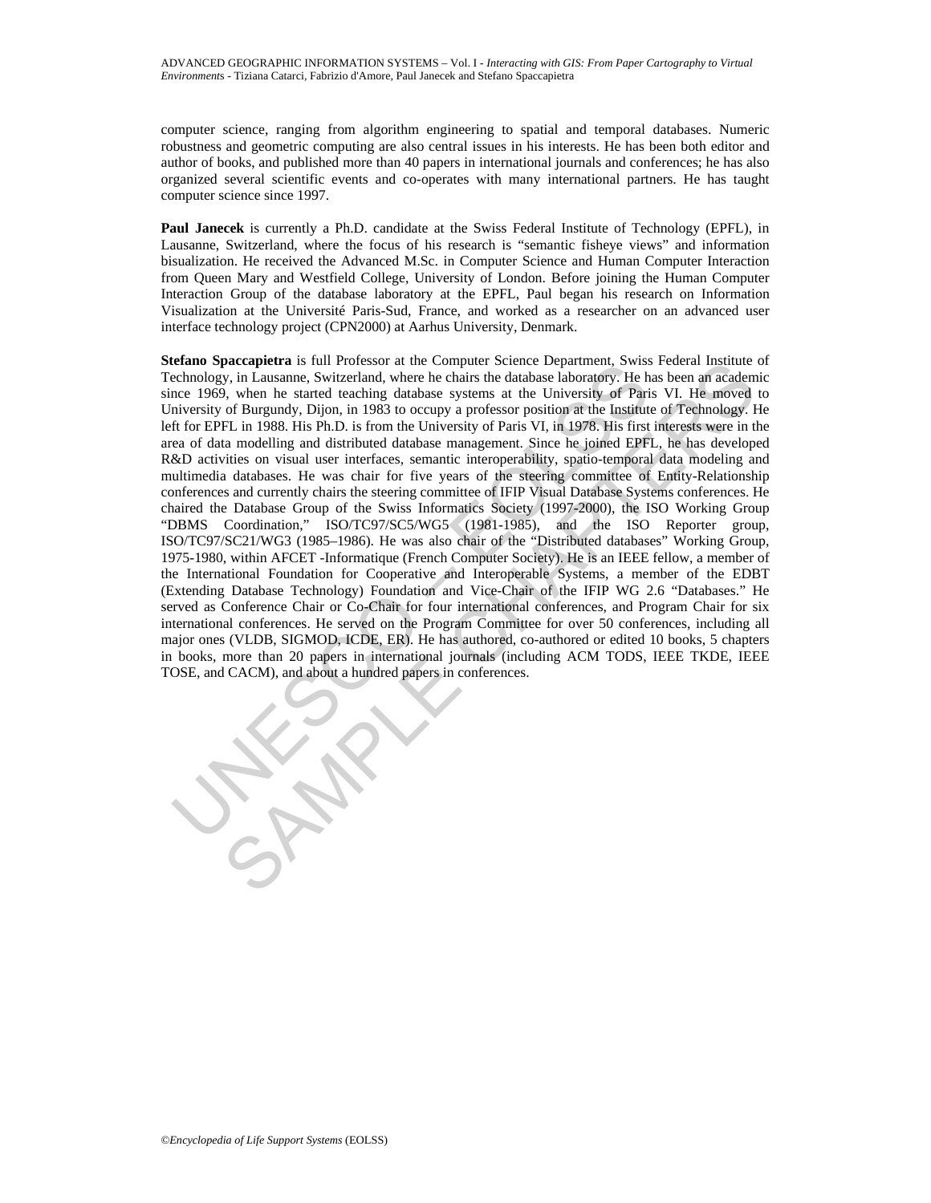computer science, ranging from algorithm engineering to spatial and temporal databases. Numeric robustness and geometric computing are also central issues in his interests. He has been both editor and author of books, and published more than 40 papers in international journals and conferences; he has also organized several scientific events and co-operates with many international partners. He has taught computer science since 1997.

**Paul Janecek** is currently a Ph.D. candidate at the Swiss Federal Institute of Technology (EPFL), in Lausanne, Switzerland, where the focus of his research is "semantic fisheye views" and information bisualization. He received the Advanced M.Sc. in Computer Science and Human Computer Interaction from Queen Mary and Westfield College, University of London. Before joining the Human Computer Interaction Group of the database laboratory at the EPFL, Paul began his research on Information Visualization at the Université Paris-Sud, France, and worked as a researcher on an advanced user interface technology project (CPN2000) at Aarhus University, Denmark.

**Stefano Spaccapietra** is full Professor at the Computer Science Department, Swiss Federal Institute of Technology, in Lausanne, Switzerland, where he chairs the database laboratory. He has been an academic since 1969, when he started teaching database systems at the University of Paris VI. He moved to University of Burgundy, Dijon, in 1983 to occupy a professor position at the Institute of Technology. He left for EPFL in 1988. His Ph.D. is from the University of Paris VI, in 1978. His first interests were in the area of data modelling and distributed database management. Since he joined EPFL, he has developed R&D activities on visual user interfaces, semantic interoperability, spatio-temporal data modeling and multimedia databases. He was chair for five years of the steering committee of Entity-Relationship conferences and currently chairs the steering committee of IFIP Visual Database Systems conferences. He chaired the Database Group of the Swiss Informatics Society (1997-2000), the ISO Working Group "DBMS Coordination," ISO/TC97/SC5/WG5 (1981-1985), and the ISO Reporter group, ISO/TC97/SC21/WG3 (1985–1986). He was also chair of the "Distributed databases" Working Group, 1975-1980, within AFCET -Informatique (French Computer Society). He is an IEEE fellow, a member of the International Foundation for Cooperative and Interoperable Systems, a member of the EDBT (Extending Database Technology) Foundation and Vice-Chair of the IFIP WG 2.6 "Databases." He served as Conference Chair or Co-Chair for four international conferences, and Program Chair for six international conferences. He served on the Program Committee for over 50 conferences, including all major ones (VLDB, SIGMOD, ICDE, ER). He has authored, co-authored or edited 10 books, 5 chapters in books, more than 20 papers in international journals (including ACM TODS, IEEE TKDE, IEEE TOSE, and CACM), and about a hundred papers in conferences.